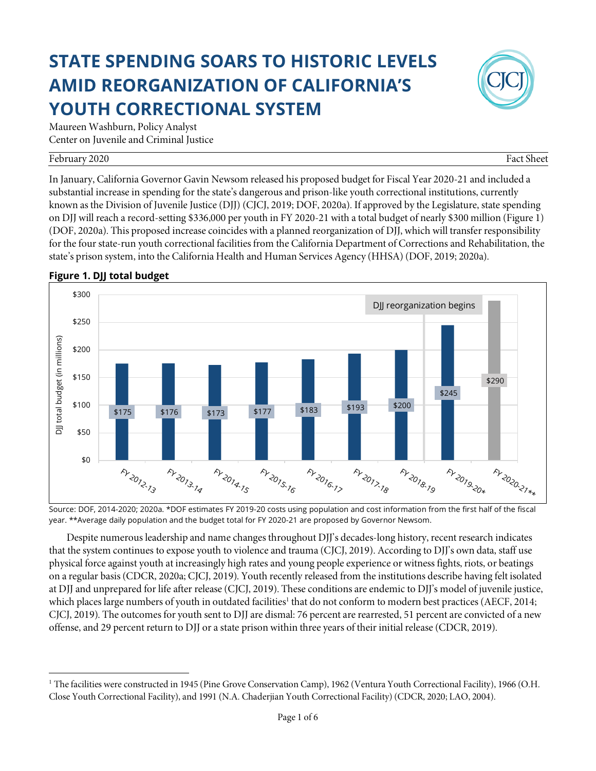# STATE SPENDING SOARS TO HISTORIC LEVELS AMID REORGANIZATION OF CALIFORNIA'S YOUTH CORRECTIONAL SYSTEM

Maureen Washburn, Policy Analyst
Center on Juvenile and Criminal Justice

February 2020 — Fact Sheet

In January, California Governor Gavin Newsom released his proposed budget for Fiscal Year 2020-21 and included a substantial increase in spending for the state's dangerous and prison-like youth correctional institutions, currently known as the Division of Juvenile Justice (DJJ) (CJCJ, 2019; DOF, 2020a). If approved by the Legislature, state spending on DJJ will reach a record-setting $336,000 per youth in FY 2020-21 with a total budget of nearly $300 million (Figure 1) (DOF, 2020a). This proposed increase coincides with a planned reorganization of DJJ, which will transfer responsibility for the four state-run youth correctional facilities from the California Department of Corrections and Rehabilitation, the state's prison system, into the California Health and Human Services Agency (HHSA) (DOF, 2019; 2020a).

**Figure 1. DJJ total budget**

| Fiscal Year | DJJ total budget (in millions) |
|---|---|
| FY 2012-13 | $175 |
| FY 2013-14 | $176 |
| FY 2014-15 | $173 |
| FY 2015-16 | $177 |
| FY 2016-17 | $183 |
| FY 2017-18 | $193 |
| FY 2018-19 | $200 |
| FY 2019-20* | $245 |
| FY 2020-21** | $290 |

DJJ reorganization begins (between FY 2018-19 and FY 2019-20*)

Source: DOF, 2014-2020; 2020a. *DOF estimates FY 2019-20 costs using population and cost information from the first half of the fiscal year. **Average daily population and the budget total for FY 2020-21 are proposed by Governor Newsom.

Despite numerous leadership and name changes throughout DJJ's decades-long history, recent research indicates that the system continues to expose youth to violence and trauma (CJCJ, 2019). According to DJJ's own data, staff use physical force against youth at increasingly high rates and young people experience or witness fights, riots, or beatings on a regular basis (CDCR, 2020a; CJCJ, 2019). Youth recently released from the institutions describe having felt isolated at DJJ and unprepared for life after release (CJCJ, 2019). These conditions are endemic to DJJ's model of juvenile justice, which places large numbers of youth in outdated facilities[1] that do not conform to modern best practices (AECF, 2014; CJCJ, 2019). The outcomes for youth sent to DJJ are dismal: 76 percent are rearrested, 51 percent are convicted of a new offense, and 29 percent return to DJJ or a state prison within three years of their initial release (CDCR, 2019).

[1] The facilities were constructed in 1945 (Pine Grove Conservation Camp), 1962 (Ventura Youth Correctional Facility), 1966 (O.H. Close Youth Correctional Facility), and 1991 (N.A. Chaderjian Youth Correctional Facility) (CDCR, 2020; LAO, 2004).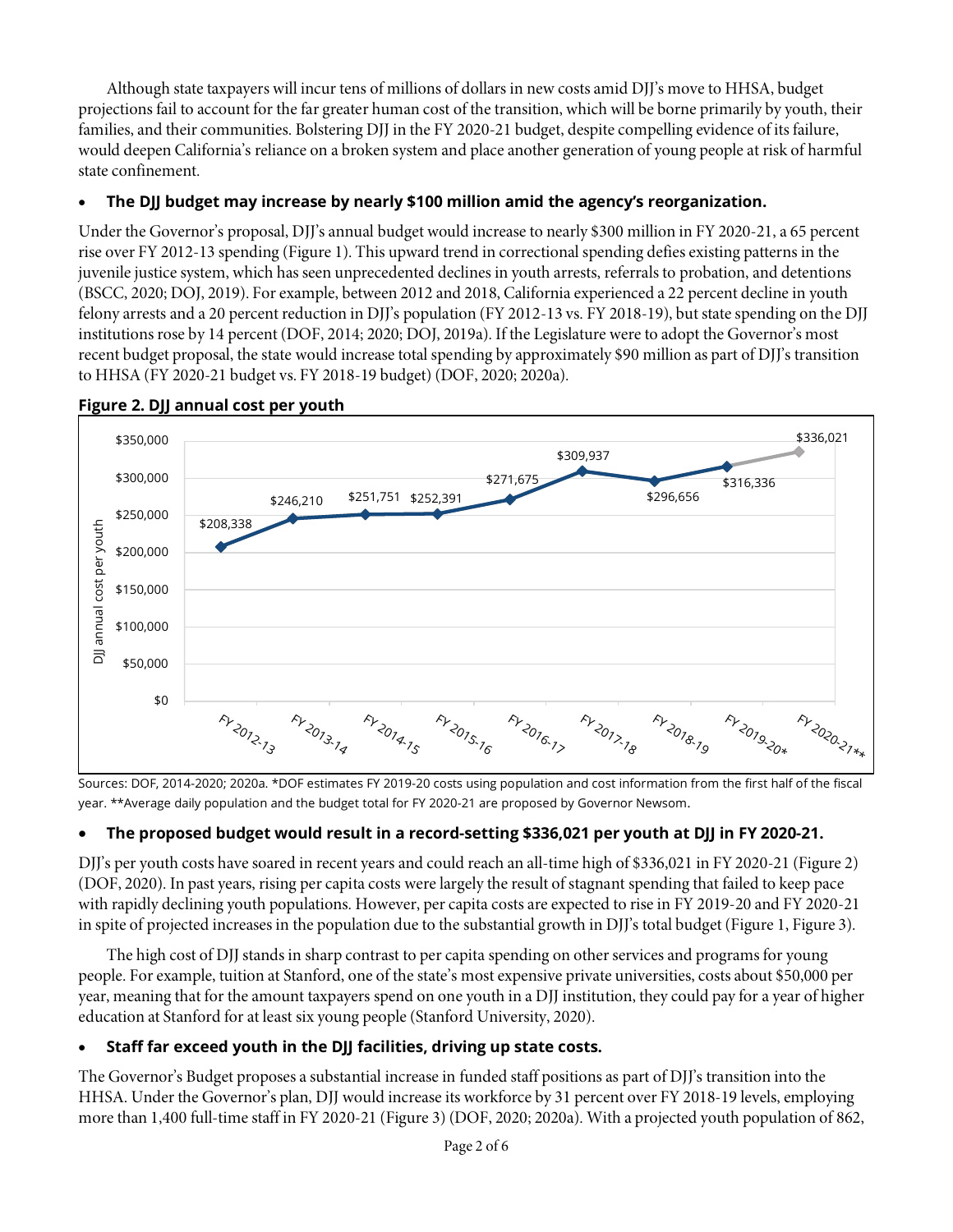Although state taxpayers will incur tens of millions of dollars in new costs amid DJJ's move to HHSA, budget projections fail to account for the far greater human cost of the transition, which will be borne primarily by youth, their families, and their communities. Bolstering DJJ in the FY 2020-21 budget, despite compelling evidence of its failure, would deepen California's reliance on a broken system and place another generation of young people at risk of harmful state confinement.

- **The DJJ budget may increase by nearly $100 million amid the agency's reorganization.**

Under the Governor's proposal, DJJ's annual budget would increase to nearly $300 million in FY 2020-21, a 65 percent rise over FY 2012-13 spending (Figure 1). This upward trend in correctional spending defies existing patterns in the juvenile justice system, which has seen unprecedented declines in youth arrests, referrals to probation, and detentions (BSCC, 2020; DOJ, 2019). For example, between 2012 and 2018, California experienced a 22 percent decline in youth felony arrests and a 20 percent reduction in DJJ's population (FY 2012-13 vs. FY 2018-19), but state spending on the DJJ institutions rose by 14 percent (DOF, 2014; 2020; DOJ, 2019a). If the Legislature were to adopt the Governor's most recent budget proposal, the state would increase total spending by approximately $90 million as part of DJJ's transition to HHSA (FY 2020-21 budget vs. FY 2018-19 budget) (DOF, 2020; 2020a).

**Figure 2. DJJ annual cost per youth**

| Fiscal year | DJJ annual cost per youth |
| --- | --- |
| FY 2012-13 | $208,338 |
| FY 2013-14 | $246,210 |
| FY 2014-15 | $251,751 |
| FY 2015-16 | $252,391 |
| FY 2016-17 | $271,675 |
| FY 2017-18 | $309,937 |
| FY 2018-19 | $296,656 |
| FY 2019-20* | $316,336 |
| FY 2020-21** | $336,021 |

Sources: DOF, 2014-2020; 2020a. *DOF estimates FY 2019-20 costs using population and cost information from the first half of the fiscal year. **Average daily population and the budget total for FY 2020-21 are proposed by Governor Newsom.

- **The proposed budget would result in a record-setting $336,021 per youth at DJJ in FY 2020-21.**

DJJ's per youth costs have soared in recent years and could reach an all-time high of $336,021 in FY 2020-21 (Figure 2) (DOF, 2020). In past years, rising per capita costs were largely the result of stagnant spending that failed to keep pace with rapidly declining youth populations. However, per capita costs are expected to rise in FY 2019-20 and FY 2020-21 in spite of projected increases in the population due to the substantial growth in DJJ's total budget (Figure 1, Figure 3).

The high cost of DJJ stands in sharp contrast to per capita spending on other services and programs for young people. For example, tuition at Stanford, one of the state's most expensive private universities, costs about $50,000 per year, meaning that for the amount taxpayers spend on one youth in a DJJ institution, they could pay for a year of higher education at Stanford for at least six young people (Stanford University, 2020).

- **Staff far exceed youth in the DJJ facilities, driving up state costs.**

The Governor's Budget proposes a substantial increase in funded staff positions as part of DJJ's transition into the HHSA. Under the Governor's plan, DJJ would increase its workforce by 31 percent over FY 2018-19 levels, employing more than 1,400 full-time staff in FY 2020-21 (Figure 3) (DOF, 2020; 2020a). With a projected youth population of 862,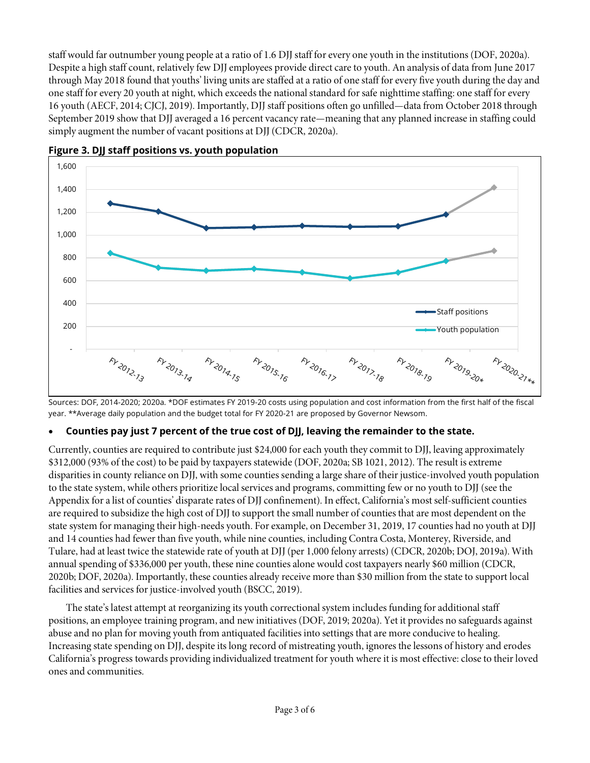staff would far outnumber young people at a ratio of 1.6 DJJ staff for every one youth in the institutions (DOF, 2020a). Despite a high staff count, relatively few DJJ employees provide direct care to youth. An analysis of data from June 2017 through May 2018 found that youths' living units are staffed at a ratio of one staff for every five youth during the day and one staff for every 20 youth at night, which exceeds the national standard for safe nighttime staffing: one staff for every 16 youth (AECF, 2014; CJCJ, 2019). Importantly, DJJ staff positions often go unfilled—data from October 2018 through September 2019 show that DJJ averaged a 16 percent vacancy rate—meaning that any planned increase in staffing could simply augment the number of vacant positions at DJJ (CDCR, 2020a).

**Figure 3. DJJ staff positions vs. youth population**

Sources: DOF, 2014-2020; 2020a. *DOF estimates FY 2019-20 costs using population and cost information from the first half of the fiscal year. **Average daily population and the budget total for FY 2020-21 are proposed by Governor Newsom.

- **Counties pay just 7 percent of the true cost of DJJ, leaving the remainder to the state.**

Currently, counties are required to contribute just $24,000 for each youth they commit to DJJ, leaving approximately $312,000 (93% of the cost) to be paid by taxpayers statewide (DOF, 2020a; SB 1021, 2012). The result is extreme disparities in county reliance on DJJ, with some counties sending a large share of their justice-involved youth population to the state system, while others prioritize local services and programs, committing few or no youth to DJJ (see the Appendix for a list of counties' disparate rates of DJJ confinement). In effect, California's most self-sufficient counties are required to subsidize the high cost of DJJ to support the small number of counties that are most dependent on the state system for managing their high-needs youth. For example, on December 31, 2019, 17 counties had no youth at DJJ and 14 counties had fewer than five youth, while nine counties, including Contra Costa, Monterey, Riverside, and Tulare, had at least twice the statewide rate of youth at DJJ (per 1,000 felony arrests) (CDCR, 2020b; DOJ, 2019a). With annual spending of $336,000 per youth, these nine counties alone would cost taxpayers nearly $60 million (CDCR, 2020b; DOF, 2020a). Importantly, these counties already receive more than $30 million from the state to support local facilities and services for justice-involved youth (BSCC, 2019).

The state's latest attempt at reorganizing its youth correctional system includes funding for additional staff positions, an employee training program, and new initiatives (DOF, 2019; 2020a). Yet it provides no safeguards against abuse and no plan for moving youth from antiquated facilities into settings that are more conducive to healing. Increasing state spending on DJJ, despite its long record of mistreating youth, ignores the lessons of history and erodes California's progress towards providing individualized treatment for youth where it is most effective: close to their loved ones and communities.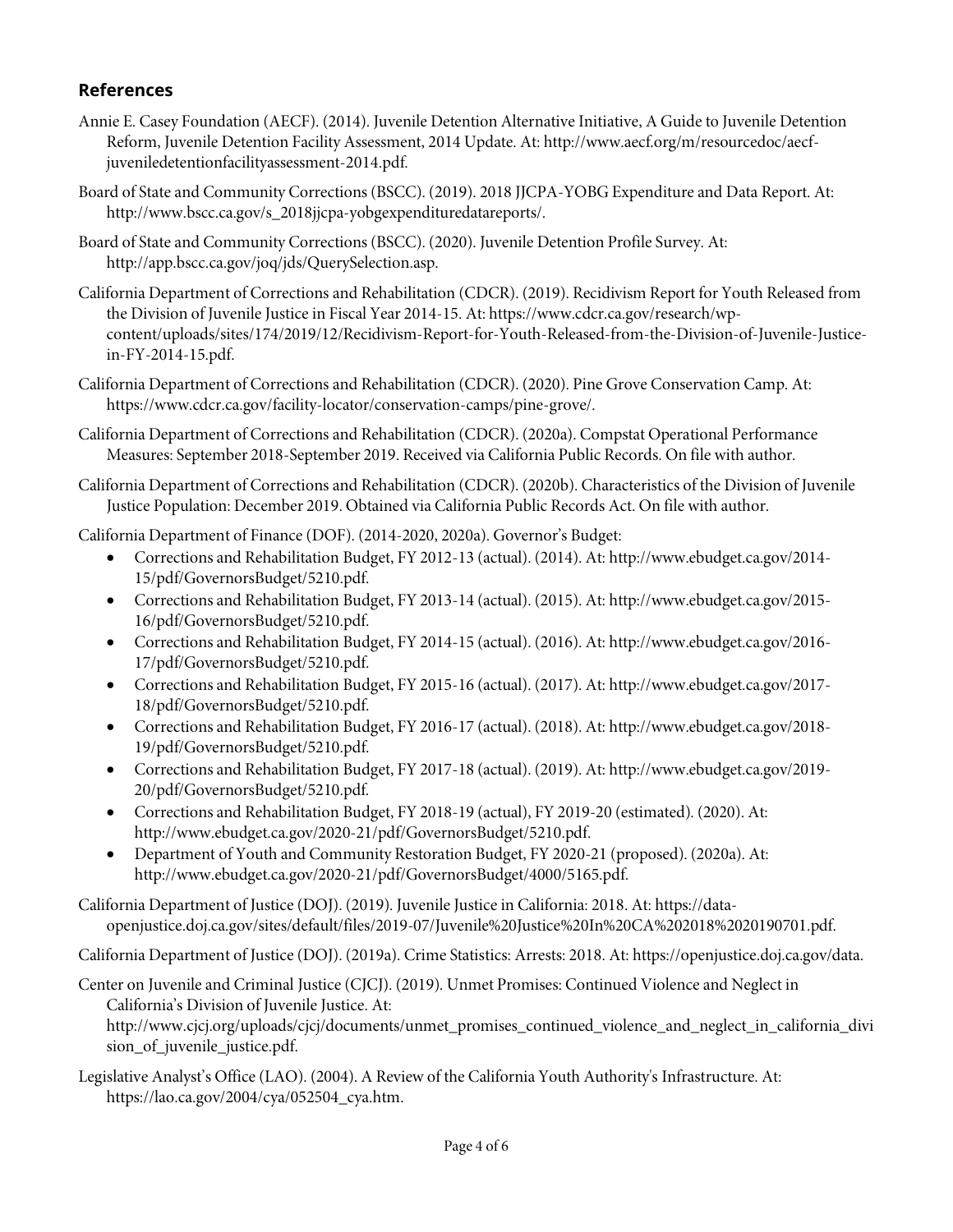## References

Annie E. Casey Foundation (AECF). (2014). Juvenile Detention Alternative Initiative, A Guide to Juvenile Detention Reform, Juvenile Detention Facility Assessment, 2014 Update. At: http://www.aecf.org/m/resourcedoc/aecf-juveniledetentionfacilityassessment-2014.pdf.

Board of State and Community Corrections (BSCC). (2019). 2018 JJCPA-YOBG Expenditure and Data Report. At: http://www.bscc.ca.gov/s_2018jjcpa-yobgexpendituredatareports/.

Board of State and Community Corrections (BSCC). (2020). Juvenile Detention Profile Survey. At: http://app.bscc.ca.gov/joq/jds/QuerySelection.asp.

California Department of Corrections and Rehabilitation (CDCR). (2019). Recidivism Report for Youth Released from the Division of Juvenile Justice in Fiscal Year 2014-15. At: https://www.cdcr.ca.gov/research/wp-content/uploads/sites/174/2019/12/Recidivism-Report-for-Youth-Released-from-the-Division-of-Juvenile-Justice-in-FY-2014-15.pdf.

California Department of Corrections and Rehabilitation (CDCR). (2020). Pine Grove Conservation Camp. At: https://www.cdcr.ca.gov/facility-locator/conservation-camps/pine-grove/.

California Department of Corrections and Rehabilitation (CDCR). (2020a). Compstat Operational Performance Measures: September 2018-September 2019. Received via California Public Records. On file with author.

California Department of Corrections and Rehabilitation (CDCR). (2020b). Characteristics of the Division of Juvenile Justice Population: December 2019. Obtained via California Public Records Act. On file with author.

California Department of Finance (DOF). (2014-2020, 2020a). Governor's Budget:

- Corrections and Rehabilitation Budget, FY 2012-13 (actual). (2014). At: http://www.ebudget.ca.gov/2014-15/pdf/GovernorsBudget/5210.pdf.
- Corrections and Rehabilitation Budget, FY 2013-14 (actual). (2015). At: http://www.ebudget.ca.gov/2015-16/pdf/GovernorsBudget/5210.pdf.
- Corrections and Rehabilitation Budget, FY 2014-15 (actual). (2016). At: http://www.ebudget.ca.gov/2016-17/pdf/GovernorsBudget/5210.pdf.
- Corrections and Rehabilitation Budget, FY 2015-16 (actual). (2017). At: http://www.ebudget.ca.gov/2017-18/pdf/GovernorsBudget/5210.pdf.
- Corrections and Rehabilitation Budget, FY 2016-17 (actual). (2018). At: http://www.ebudget.ca.gov/2018-19/pdf/GovernorsBudget/5210.pdf.
- Corrections and Rehabilitation Budget, FY 2017-18 (actual). (2019). At: http://www.ebudget.ca.gov/2019-20/pdf/GovernorsBudget/5210.pdf.
- Corrections and Rehabilitation Budget, FY 2018-19 (actual), FY 2019-20 (estimated). (2020). At: http://www.ebudget.ca.gov/2020-21/pdf/GovernorsBudget/5210.pdf.
- Department of Youth and Community Restoration Budget, FY 2020-21 (proposed). (2020a). At: http://www.ebudget.ca.gov/2020-21/pdf/GovernorsBudget/4000/5165.pdf.

California Department of Justice (DOJ). (2019). Juvenile Justice in California: 2018. At: https://data-openjustice.doj.ca.gov/sites/default/files/2019-07/Juvenile%20Justice%20In%20CA%202018%2020190701.pdf.

California Department of Justice (DOJ). (2019a). Crime Statistics: Arrests: 2018. At: https://openjustice.doj.ca.gov/data.

Center on Juvenile and Criminal Justice (CJCJ). (2019). Unmet Promises: Continued Violence and Neglect in California's Division of Juvenile Justice. At: http://www.cjcj.org/uploads/cjcj/documents/unmet_promises_continued_violence_and_neglect_in_california_division_of_juvenile_justice.pdf.

Legislative Analyst's Office (LAO). (2004). A Review of the California Youth Authority's Infrastructure. At: https://lao.ca.gov/2004/cya/052504_cya.htm.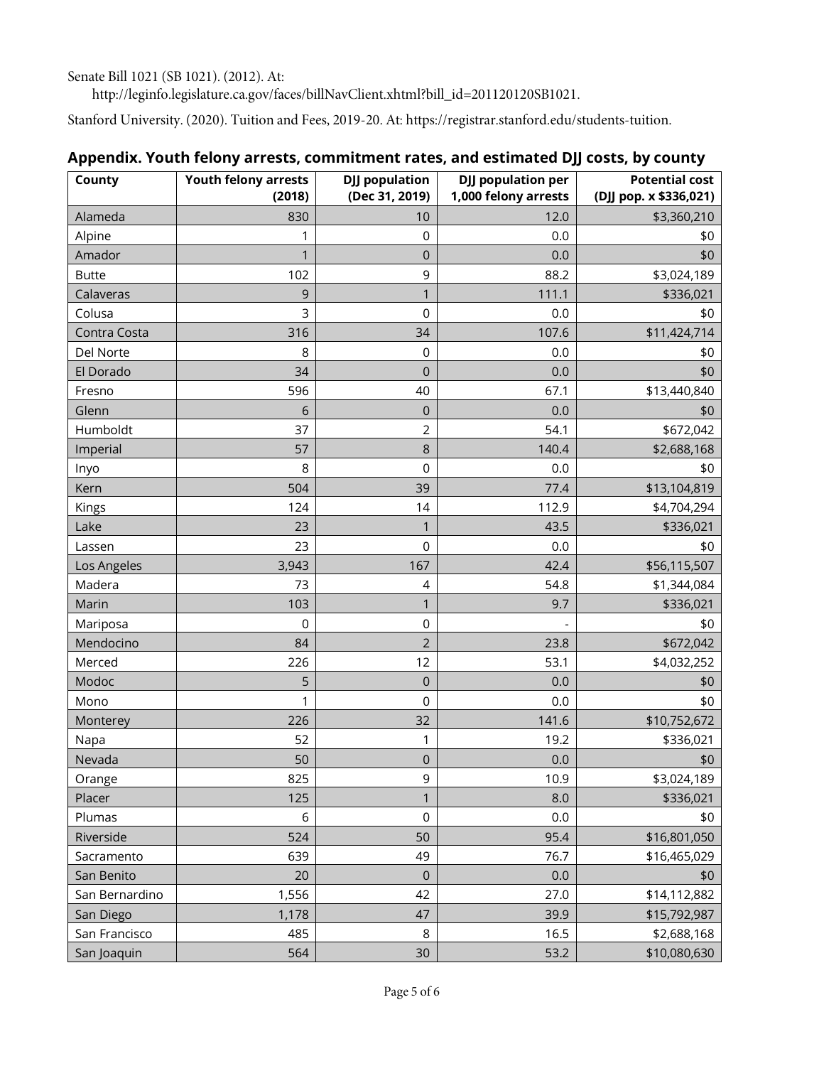Senate Bill 1021 (SB 1021). (2012). At: http://leginfo.legislature.ca.gov/faces/billNavClient.xhtml?bill_id=201120120SB1021.

Stanford University. (2020). Tuition and Fees, 2019-20. At: https://registrar.stanford.edu/students-tuition.

## Appendix. Youth felony arrests, commitment rates, and estimated DJJ costs, by county

| County | Youth felony arrests (2018) | DJJ population (Dec 31, 2019) | DJJ population per 1,000 felony arrests | Potential cost (DJJ pop. x $336,021) |
|---|---|---|---|---|
| Alameda | 830 | 10 | 12.0 | $3,360,210 |
| Alpine | 1 | 0 | 0.0 | $0 |
| Amador | 1 | 0 | 0.0 | $0 |
| Butte | 102 | 9 | 88.2 | $3,024,189 |
| Calaveras | 9 | 1 | 111.1 | $336,021 |
| Colusa | 3 | 0 | 0.0 | $0 |
| Contra Costa | 316 | 34 | 107.6 | $11,424,714 |
| Del Norte | 8 | 0 | 0.0 | $0 |
| El Dorado | 34 | 0 | 0.0 | $0 |
| Fresno | 596 | 40 | 67.1 | $13,440,840 |
| Glenn | 6 | 0 | 0.0 | $0 |
| Humboldt | 37 | 2 | 54.1 | $672,042 |
| Imperial | 57 | 8 | 140.4 | $2,688,168 |
| Inyo | 8 | 0 | 0.0 | $0 |
| Kern | 504 | 39 | 77.4 | $13,104,819 |
| Kings | 124 | 14 | 112.9 | $4,704,294 |
| Lake | 23 | 1 | 43.5 | $336,021 |
| Lassen | 23 | 0 | 0.0 | $0 |
| Los Angeles | 3,943 | 167 | 42.4 | $56,115,507 |
| Madera | 73 | 4 | 54.8 | $1,344,084 |
| Marin | 103 | 1 | 9.7 | $336,021 |
| Mariposa | 0 | 0 | - | $0 |
| Mendocino | 84 | 2 | 23.8 | $672,042 |
| Merced | 226 | 12 | 53.1 | $4,032,252 |
| Modoc | 5 | 0 | 0.0 | $0 |
| Mono | 1 | 0 | 0.0 | $0 |
| Monterey | 226 | 32 | 141.6 | $10,752,672 |
| Napa | 52 | 1 | 19.2 | $336,021 |
| Nevada | 50 | 0 | 0.0 | $0 |
| Orange | 825 | 9 | 10.9 | $3,024,189 |
| Placer | 125 | 1 | 8.0 | $336,021 |
| Plumas | 6 | 0 | 0.0 | $0 |
| Riverside | 524 | 50 | 95.4 | $16,801,050 |
| Sacramento | 639 | 49 | 76.7 | $16,465,029 |
| San Benito | 20 | 0 | 0.0 | $0 |
| San Bernardino | 1,556 | 42 | 27.0 | $14,112,882 |
| San Diego | 1,178 | 47 | 39.9 | $15,792,987 |
| San Francisco | 485 | 8 | 16.5 | $2,688,168 |
| San Joaquin | 564 | 30 | 53.2 | $10,080,630 |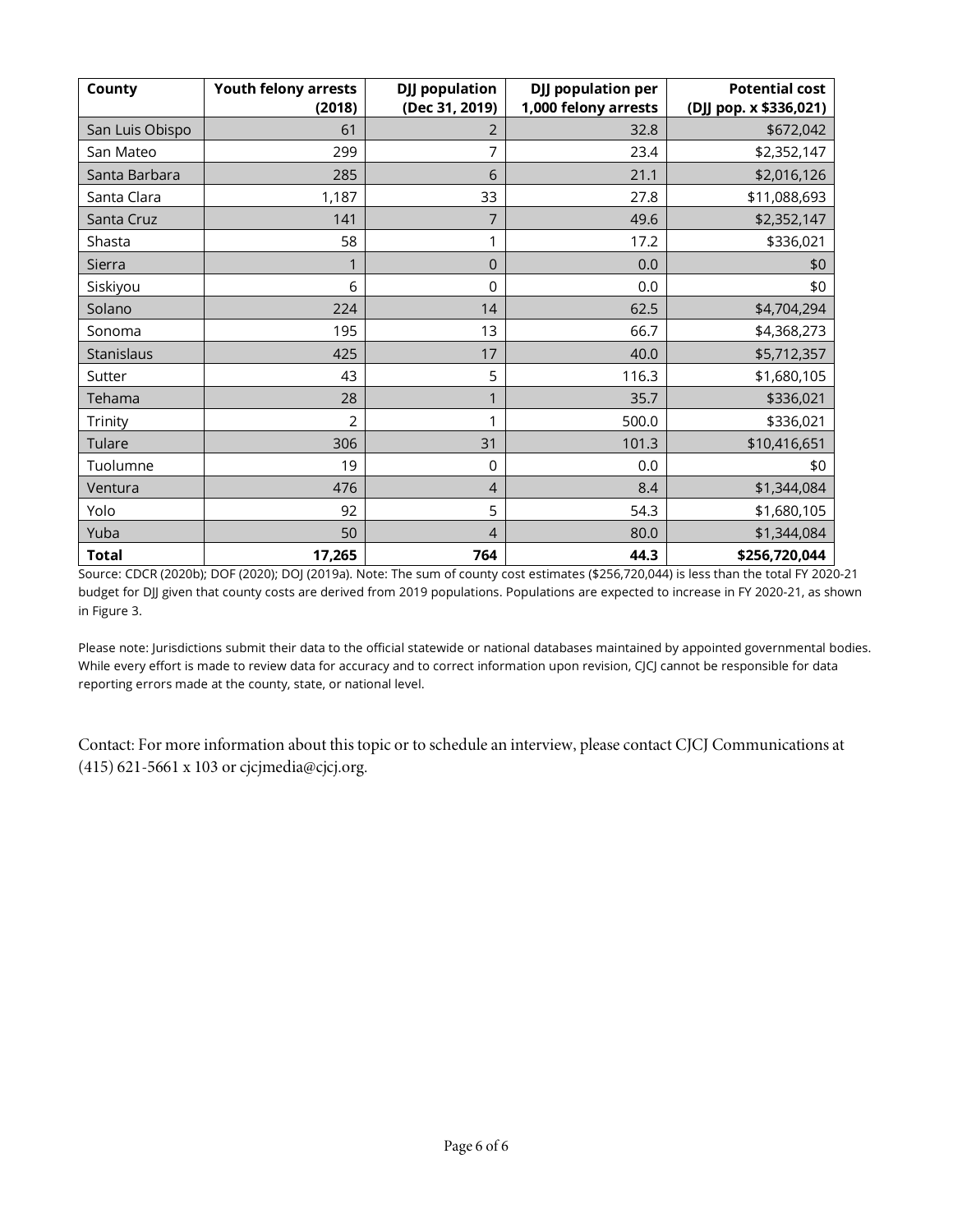| County | Youth felony arrests (2018) | DJJ population (Dec 31, 2019) | DJJ population per 1,000 felony arrests | Potential cost (DJJ pop. x $336,021) |
|---|---|---|---|---|
| San Luis Obispo | 61 | 2 | 32.8 | $672,042 |
| San Mateo | 299 | 7 | 23.4 | $2,352,147 |
| Santa Barbara | 285 | 6 | 21.1 | $2,016,126 |
| Santa Clara | 1,187 | 33 | 27.8 | $11,088,693 |
| Santa Cruz | 141 | 7 | 49.6 | $2,352,147 |
| Shasta | 58 | 1 | 17.2 | $336,021 |
| Sierra | 1 | 0 | 0.0 | $0 |
| Siskiyou | 6 | 0 | 0.0 | $0 |
| Solano | 224 | 14 | 62.5 | $4,704,294 |
| Sonoma | 195 | 13 | 66.7 | $4,368,273 |
| Stanislaus | 425 | 17 | 40.0 | $5,712,357 |
| Sutter | 43 | 5 | 116.3 | $1,680,105 |
| Tehama | 28 | 1 | 35.7 | $336,021 |
| Trinity | 2 | 1 | 500.0 | $336,021 |
| Tulare | 306 | 31 | 101.3 | $10,416,651 |
| Tuolumne | 19 | 0 | 0.0 | $0 |
| Ventura | 476 | 4 | 8.4 | $1,344,084 |
| Yolo | 92 | 5 | 54.3 | $1,680,105 |
| Yuba | 50 | 4 | 80.0 | $1,344,084 |
| **Total** | **17,265** | **764** | **44.3** | **$256,720,044** |

Source: CDCR (2020b); DOF (2020); DOJ (2019a). Note: The sum of county cost estimates ($256,720,044) is less than the total FY 2020-21 budget for DJJ given that county costs are derived from 2019 populations. Populations are expected to increase in FY 2020-21, as shown in Figure 3.

Please note: Jurisdictions submit their data to the official statewide or national databases maintained by appointed governmental bodies. While every effort is made to review data for accuracy and to correct information upon revision, CJCJ cannot be responsible for data reporting errors made at the county, state, or national level.

Contact: For more information about this topic or to schedule an interview, please contact CJCJ Communications at (415) 621-5661 x 103 or cjcjmedia@cjcj.org.